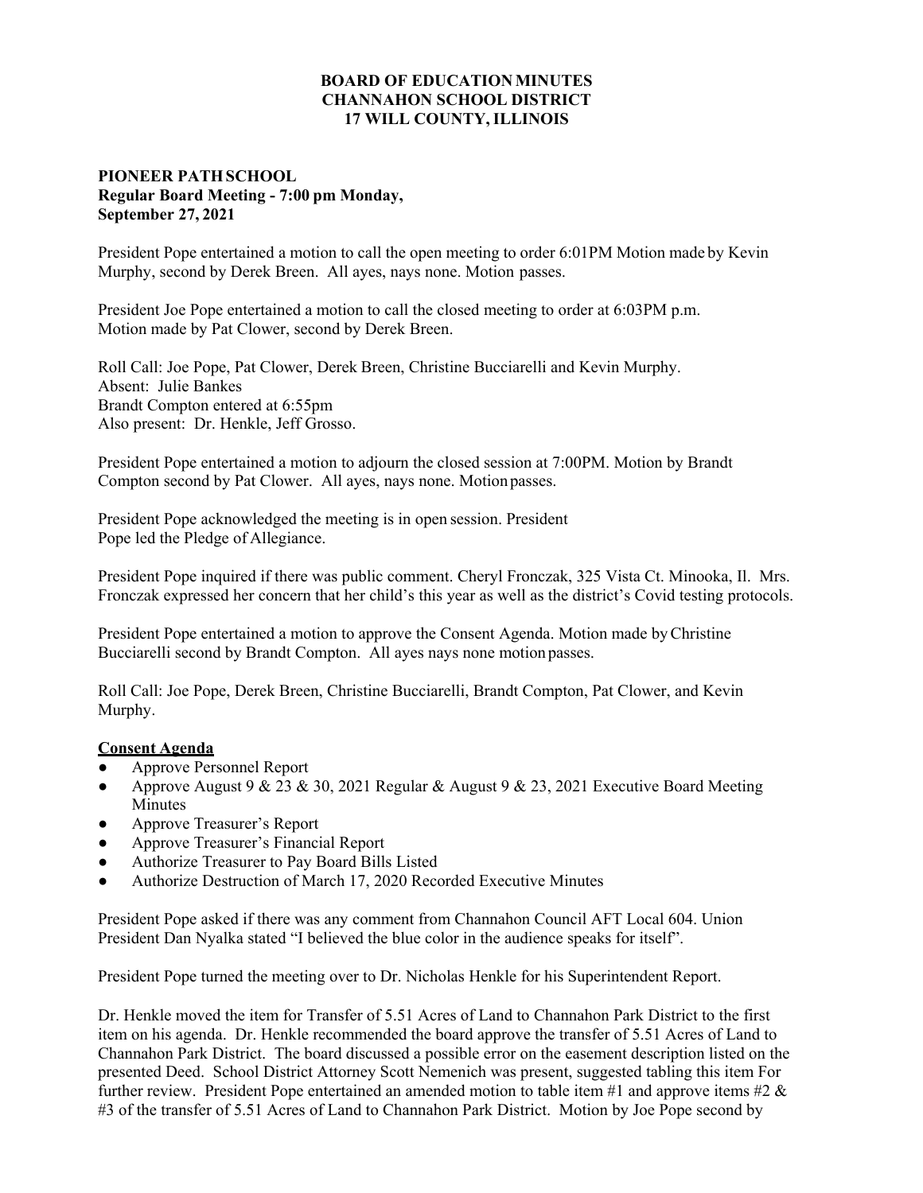**BOARD OF EDUCATION MINUTES**
**CHANNAHON SCHOOL DISTRICT**
**17 WILL COUNTY, ILLINOIS**

**PIONEER PATH SCHOOL**
**Regular Board Meeting - 7:00 pm Monday,**
**September 27, 2021**

President Pope entertained a motion to call the open meeting to order 6:01PM Motion made by Kevin Murphy, second by Derek Breen. All ayes, nays none. Motion passes.

President Joe Pope entertained a motion to call the closed meeting to order at 6:03PM p.m. Motion made by Pat Clower, second by Derek Breen.

Roll Call: Joe Pope, Pat Clower, Derek Breen, Christine Bucciarelli and Kevin Murphy.
Absent: Julie Bankes
Brandt Compton entered at 6:55pm
Also present: Dr. Henkle, Jeff Grosso.

President Pope entertained a motion to adjourn the closed session at 7:00PM. Motion by Brandt Compton second by Pat Clower. All ayes, nays none. Motion passes.

President Pope acknowledged the meeting is in open session. President Pope led the Pledge of Allegiance.

President Pope inquired if there was public comment. Cheryl Fronczak, 325 Vista Ct. Minooka, Il. Mrs. Fronczak expressed her concern that her child's this year as well as the district's Covid testing protocols.

President Pope entertained a motion to approve the Consent Agenda. Motion made by Christine Bucciarelli second by Brandt Compton. All ayes nays none motion passes.

Roll Call: Joe Pope, Derek Breen, Christine Bucciarelli, Brandt Compton, Pat Clower, and Kevin Murphy.

**Consent Agenda**

- Approve Personnel Report
- Approve August 9 & 23 & 30, 2021 Regular & August 9 & 23, 2021 Executive Board Meeting Minutes
- Approve Treasurer's Report
- Approve Treasurer's Financial Report
- Authorize Treasurer to Pay Board Bills Listed
- Authorize Destruction of March 17, 2020 Recorded Executive Minutes

President Pope asked if there was any comment from Channahon Council AFT Local 604. Union President Dan Nyalka stated "I believed the blue color in the audience speaks for itself".

President Pope turned the meeting over to Dr. Nicholas Henkle for his Superintendent Report.

Dr. Henkle moved the item for Transfer of 5.51 Acres of Land to Channahon Park District to the first item on his agenda. Dr. Henkle recommended the board approve the transfer of 5.51 Acres of Land to Channahon Park District. The board discussed a possible error on the easement description listed on the presented Deed. School District Attorney Scott Nemenich was present, suggested tabling this item For further review. President Pope entertained an amended motion to table item #1 and approve items #2 & #3 of the transfer of 5.51 Acres of Land to Channahon Park District. Motion by Joe Pope second by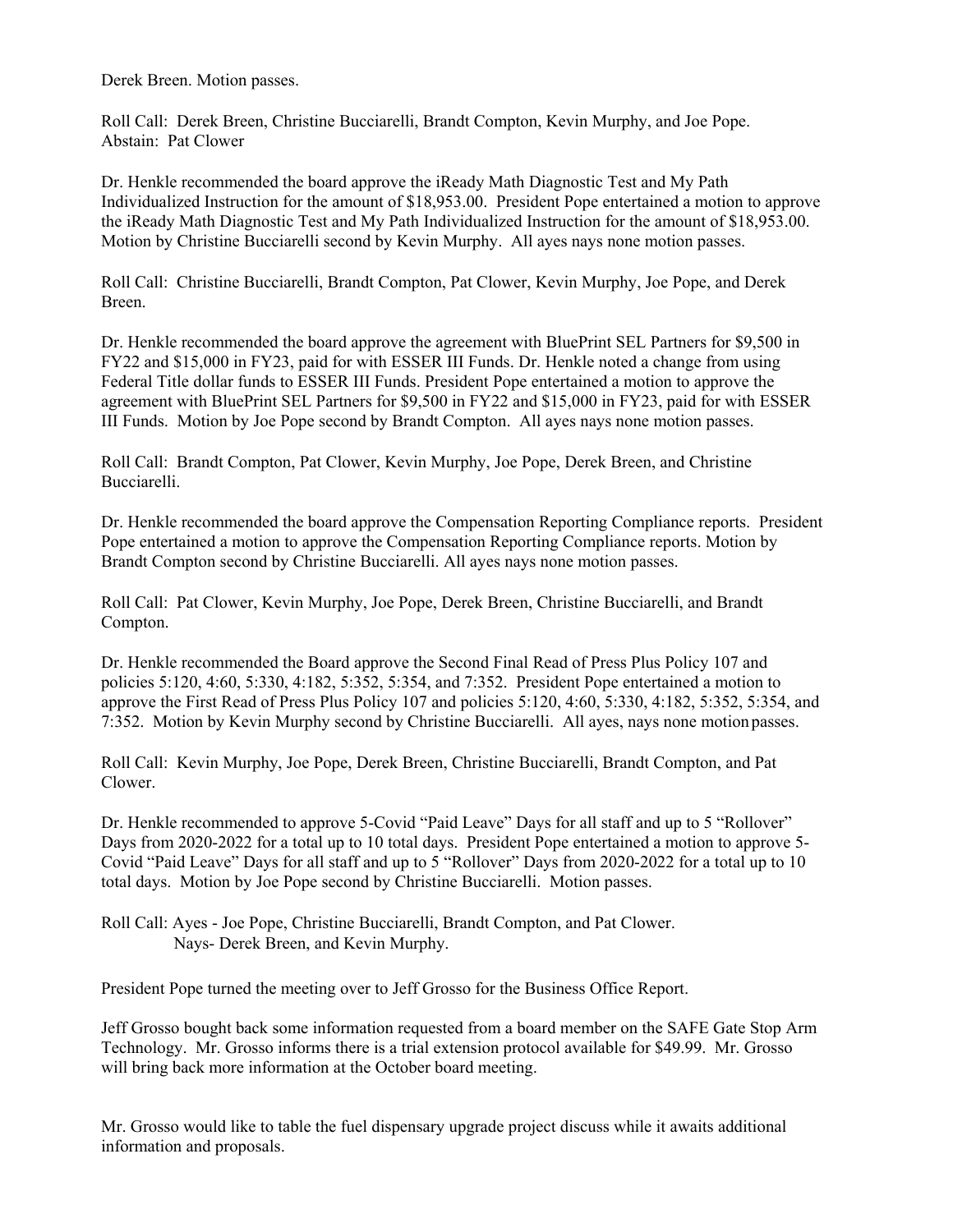Derek Breen. Motion passes.

Roll Call: Derek Breen, Christine Bucciarelli, Brandt Compton, Kevin Murphy, and Joe Pope.
Abstain: Pat Clower

Dr. Henkle recommended the board approve the iReady Math Diagnostic Test and My Path Individualized Instruction for the amount of $18,953.00. President Pope entertained a motion to approve the iReady Math Diagnostic Test and My Path Individualized Instruction for the amount of $18,953.00. Motion by Christine Bucciarelli second by Kevin Murphy. All ayes nays none motion passes.

Roll Call: Christine Bucciarelli, Brandt Compton, Pat Clower, Kevin Murphy, Joe Pope, and Derek Breen.

Dr. Henkle recommended the board approve the agreement with BluePrint SEL Partners for $9,500 in FY22 and $15,000 in FY23, paid for with ESSER III Funds. Dr. Henkle noted a change from using Federal Title dollar funds to ESSER III Funds. President Pope entertained a motion to approve the agreement with BluePrint SEL Partners for $9,500 in FY22 and $15,000 in FY23, paid for with ESSER III Funds. Motion by Joe Pope second by Brandt Compton. All ayes nays none motion passes.

Roll Call: Brandt Compton, Pat Clower, Kevin Murphy, Joe Pope, Derek Breen, and Christine Bucciarelli.

Dr. Henkle recommended the board approve the Compensation Reporting Compliance reports. President Pope entertained a motion to approve the Compensation Reporting Compliance reports. Motion by Brandt Compton second by Christine Bucciarelli. All ayes nays none motion passes.

Roll Call: Pat Clower, Kevin Murphy, Joe Pope, Derek Breen, Christine Bucciarelli, and Brandt Compton.

Dr. Henkle recommended the Board approve the Second Final Read of Press Plus Policy 107 and policies 5:120, 4:60, 5:330, 4:182, 5:352, 5:354, and 7:352. President Pope entertained a motion to approve the First Read of Press Plus Policy 107 and policies 5:120, 4:60, 5:330, 4:182, 5:352, 5:354, and 7:352. Motion by Kevin Murphy second by Christine Bucciarelli. All ayes, nays none motion passes.

Roll Call: Kevin Murphy, Joe Pope, Derek Breen, Christine Bucciarelli, Brandt Compton, and Pat Clower.

Dr. Henkle recommended to approve 5-Covid "Paid Leave" Days for all staff and up to 5 "Rollover" Days from 2020-2022 for a total up to 10 total days. President Pope entertained a motion to approve 5-Covid "Paid Leave" Days for all staff and up to 5 "Rollover" Days from 2020-2022 for a total up to 10 total days. Motion by Joe Pope second by Christine Bucciarelli. Motion passes.

Roll Call: Ayes - Joe Pope, Christine Bucciarelli, Brandt Compton, and Pat Clower.
Nays- Derek Breen, and Kevin Murphy.

President Pope turned the meeting over to Jeff Grosso for the Business Office Report.

Jeff Grosso bought back some information requested from a board member on the SAFE Gate Stop Arm Technology. Mr. Grosso informs there is a trial extension protocol available for $49.99. Mr. Grosso will bring back more information at the October board meeting.

Mr. Grosso would like to table the fuel dispensary upgrade project discuss while it awaits additional information and proposals.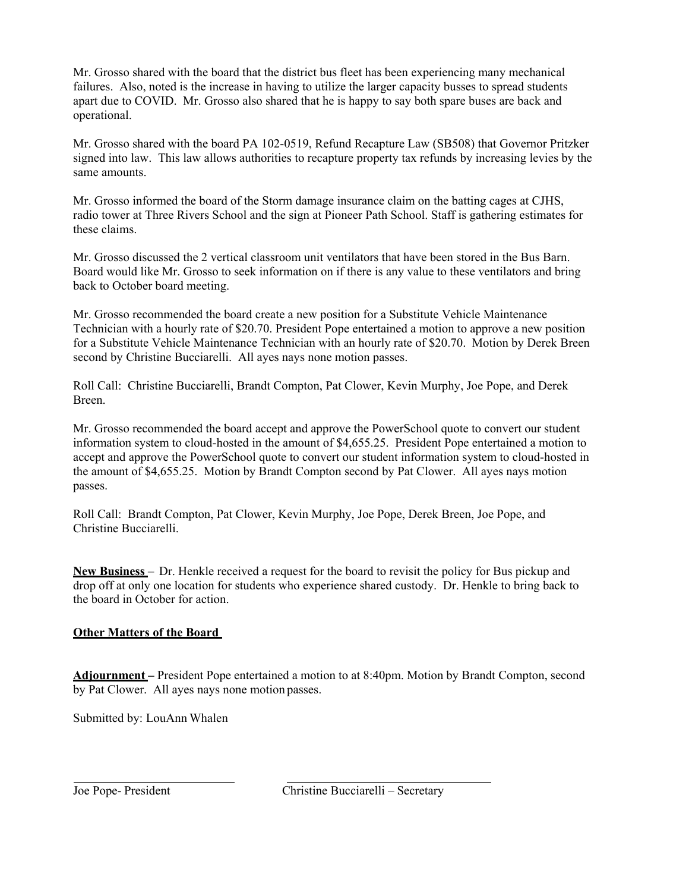Mr. Grosso shared with the board that the district bus fleet has been experiencing many mechanical failures. Also, noted is the increase in having to utilize the larger capacity busses to spread students apart due to COVID. Mr. Grosso also shared that he is happy to say both spare buses are back and operational.

Mr. Grosso shared with the board PA 102-0519, Refund Recapture Law (SB508) that Governor Pritzker signed into law. This law allows authorities to recapture property tax refunds by increasing levies by the same amounts.

Mr. Grosso informed the board of the Storm damage insurance claim on the batting cages at CJHS, radio tower at Three Rivers School and the sign at Pioneer Path School. Staff is gathering estimates for these claims.

Mr. Grosso discussed the 2 vertical classroom unit ventilators that have been stored in the Bus Barn. Board would like Mr. Grosso to seek information on if there is any value to these ventilators and bring back to October board meeting.

Mr. Grosso recommended the board create a new position for a Substitute Vehicle Maintenance Technician with a hourly rate of $20.70. President Pope entertained a motion to approve a new position for a Substitute Vehicle Maintenance Technician with an hourly rate of $20.70. Motion by Derek Breen second by Christine Bucciarelli. All ayes nays none motion passes.

Roll Call: Christine Bucciarelli, Brandt Compton, Pat Clower, Kevin Murphy, Joe Pope, and Derek Breen.

Mr. Grosso recommended the board accept and approve the PowerSchool quote to convert our student information system to cloud-hosted in the amount of $4,655.25. President Pope entertained a motion to accept and approve the PowerSchool quote to convert our student information system to cloud-hosted in the amount of $4,655.25. Motion by Brandt Compton second by Pat Clower. All ayes nays motion passes.

Roll Call: Brandt Compton, Pat Clower, Kevin Murphy, Joe Pope, Derek Breen, Joe Pope, and Christine Bucciarelli.

**New Business** – Dr. Henkle received a request for the board to revisit the policy for Bus pickup and drop off at only one location for students who experience shared custody. Dr. Henkle to bring back to the board in October for action.

**Other Matters of the Board**

**Adjournment** – President Pope entertained a motion to at 8:40pm. Motion by Brandt Compton, second by Pat Clower. All ayes nays none motion passes.

Submitted by: LouAnn Whalen

Joe Pope- President

Christine Bucciarelli – Secretary